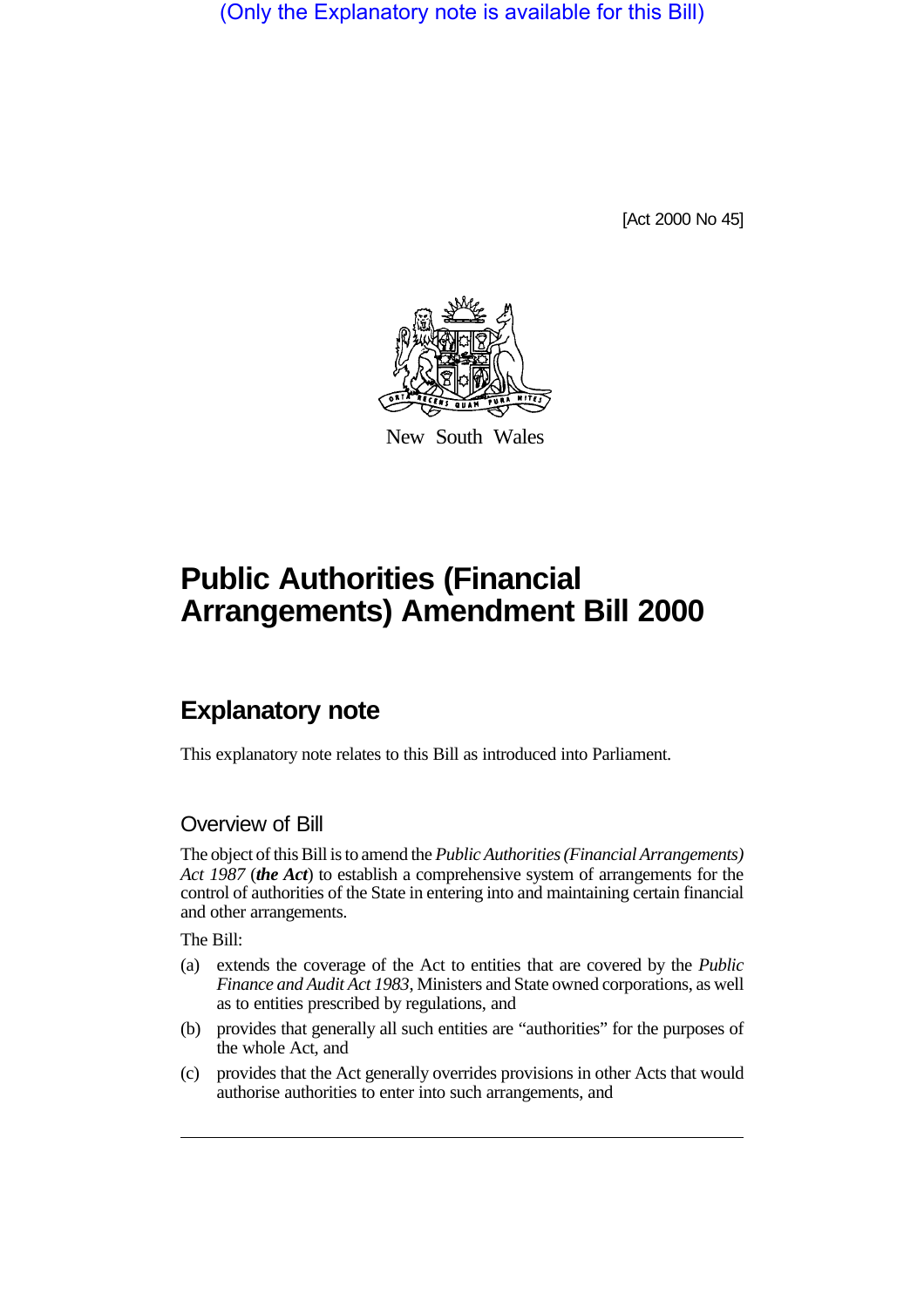(Only the Explanatory note is available for this Bill)

[Act 2000 No 45]

New South Wales

# Public Authorities (Financial Arrangements) Amendment Bill 2000

## Explanatory note

This explanatory note relates to this Bill as introduced into Parliament.

### Overview of Bill

The object of this Bill is to amend the *Public Authorities (Financial Arrangements) Act 1987* (***the Act***) to establish a comprehensive system of arrangements for the control of authorities of the State in entering into and maintaining certain financial and other arrangements.

The Bill:

(a) extends the coverage of the Act to entities that are covered by the *Public Finance and Audit Act 1983*, Ministers and State owned corporations, as well as to entities prescribed by regulations, and

(b) provides that generally all such entities are "authorities" for the purposes of the whole Act, and

(c) provides that the Act generally overrides provisions in other Acts that would authorise authorities to enter into such arrangements, and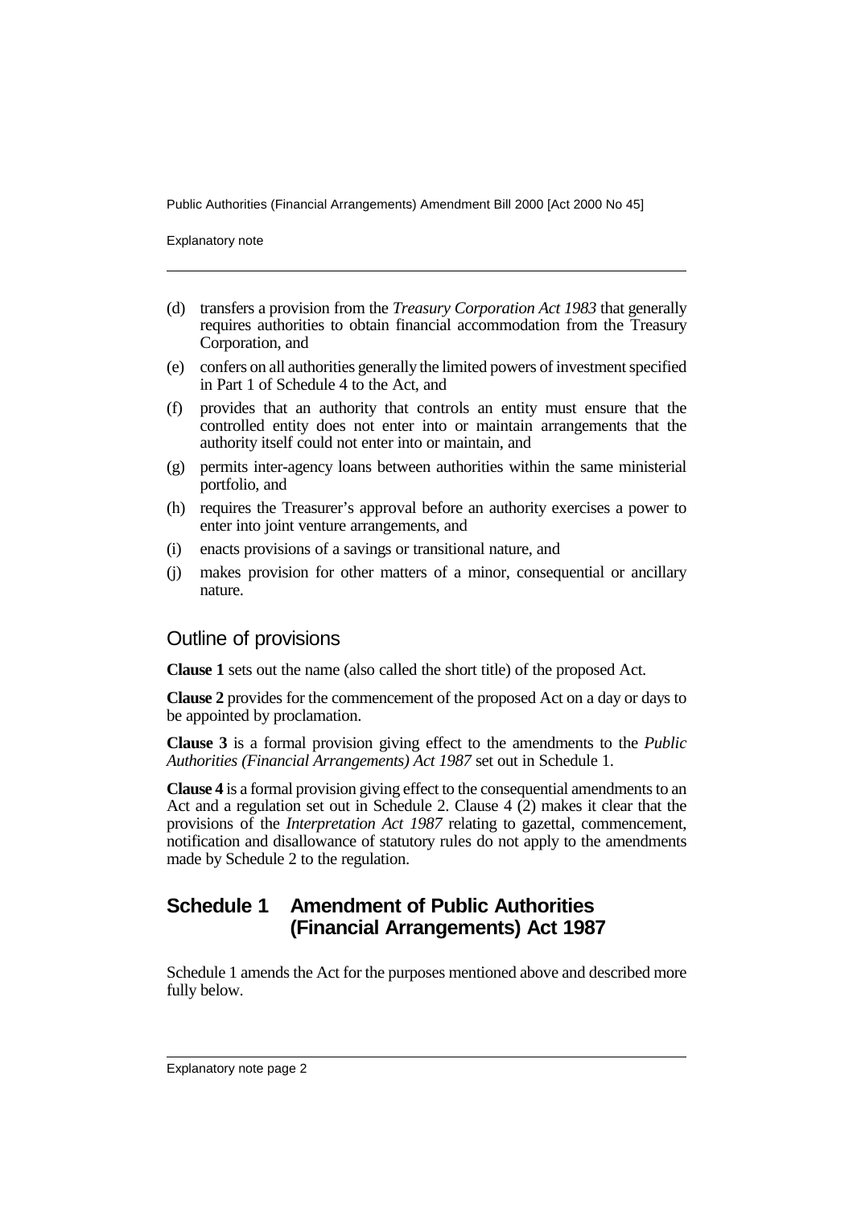(d) transfers a provision from the *Treasury Corporation Act 1983* that generally requires authorities to obtain financial accommodation from the Treasury Corporation, and

(e) confers on all authorities generally the limited powers of investment specified in Part 1 of Schedule 4 to the Act, and

(f) provides that an authority that controls an entity must ensure that the controlled entity does not enter into or maintain arrangements that the authority itself could not enter into or maintain, and

(g) permits inter-agency loans between authorities within the same ministerial portfolio, and

(h) requires the Treasurer's approval before an authority exercises a power to enter into joint venture arrangements, and

(i) enacts provisions of a savings or transitional nature, and

(j) makes provision for other matters of a minor, consequential or ancillary nature.

## Outline of provisions

**Clause 1** sets out the name (also called the short title) of the proposed Act.

**Clause 2** provides for the commencement of the proposed Act on a day or days to be appointed by proclamation.

**Clause 3** is a formal provision giving effect to the amendments to the *Public Authorities (Financial Arrangements) Act 1987* set out in Schedule 1.

**Clause 4** is a formal provision giving effect to the consequential amendments to an Act and a regulation set out in Schedule 2. Clause 4 (2) makes it clear that the provisions of the *Interpretation Act 1987* relating to gazettal, commencement, notification and disallowance of statutory rules do not apply to the amendments made by Schedule 2 to the regulation.

## Schedule 1 Amendment of Public Authorities (Financial Arrangements) Act 1987

Schedule 1 amends the Act for the purposes mentioned above and described more fully below.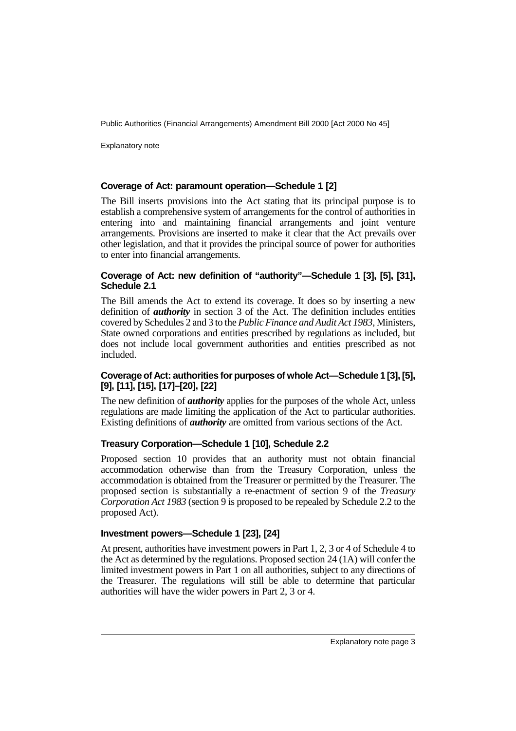### Coverage of Act: paramount operation—Schedule 1 [2]

The Bill inserts provisions into the Act stating that its principal purpose is to establish a comprehensive system of arrangements for the control of authorities in entering into and maintaining financial arrangements and joint venture arrangements. Provisions are inserted to make it clear that the Act prevails over other legislation, and that it provides the principal source of power for authorities to enter into financial arrangements.

### Coverage of Act: new definition of "authority"—Schedule 1 [3], [5], [31], Schedule 2.1

The Bill amends the Act to extend its coverage. It does so by inserting a new definition of ***authority*** in section 3 of the Act. The definition includes entities covered by Schedules 2 and 3 to the *Public Finance and Audit Act 1983*, Ministers, State owned corporations and entities prescribed by regulations as included, but does not include local government authorities and entities prescribed as not included.

### Coverage of Act: authorities for purposes of whole Act—Schedule 1 [3], [5], [9], [11], [15], [17]–[20], [22]

The new definition of ***authority*** applies for the purposes of the whole Act, unless regulations are made limiting the application of the Act to particular authorities. Existing definitions of ***authority*** are omitted from various sections of the Act.

### Treasury Corporation—Schedule 1 [10], Schedule 2.2

Proposed section 10 provides that an authority must not obtain financial accommodation otherwise than from the Treasury Corporation, unless the accommodation is obtained from the Treasurer or permitted by the Treasurer. The proposed section is substantially a re-enactment of section 9 of the *Treasury Corporation Act 1983* (section 9 is proposed to be repealed by Schedule 2.2 to the proposed Act).

### Investment powers—Schedule 1 [23], [24]

At present, authorities have investment powers in Part 1, 2, 3 or 4 of Schedule 4 to the Act as determined by the regulations. Proposed section 24 (1A) will confer the limited investment powers in Part 1 on all authorities, subject to any directions of the Treasurer. The regulations will still be able to determine that particular authorities will have the wider powers in Part 2, 3 or 4.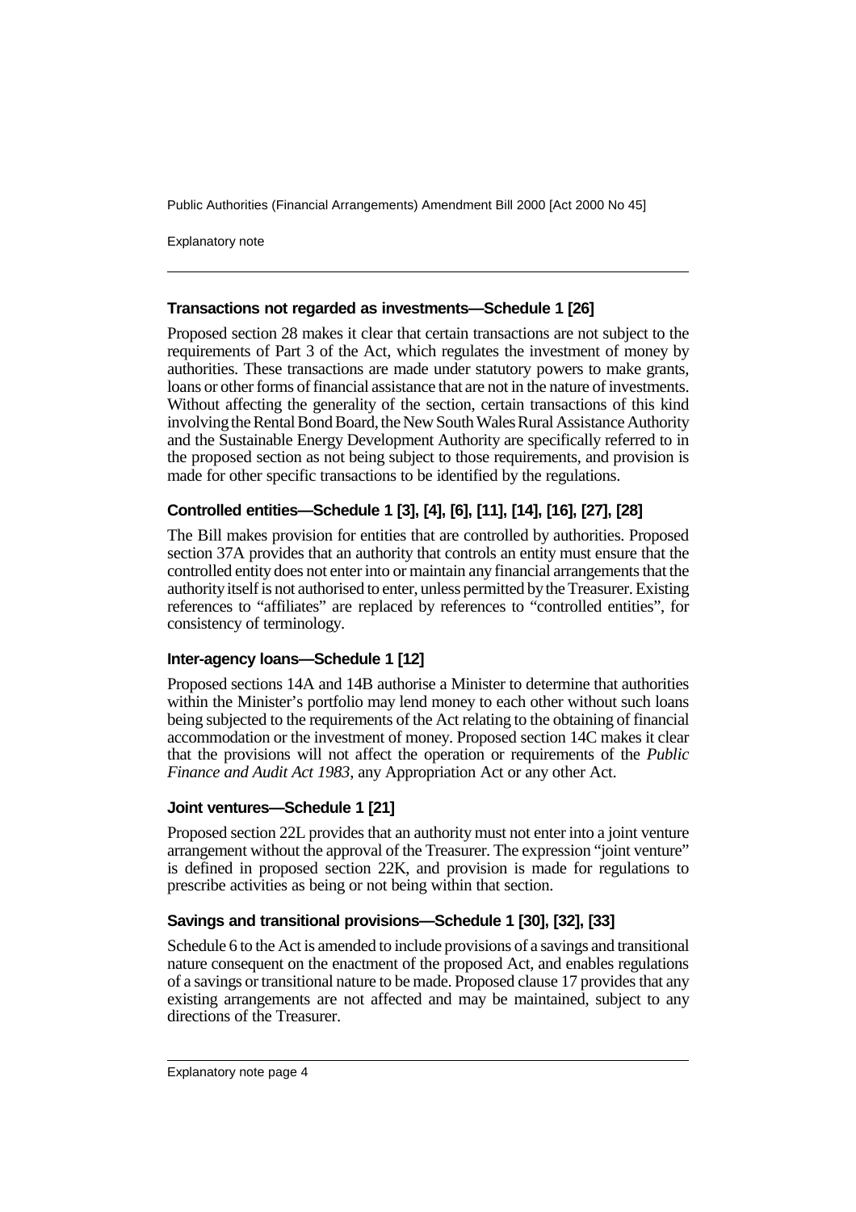### Transactions not regarded as investments—Schedule 1 [26]

Proposed section 28 makes it clear that certain transactions are not subject to the requirements of Part 3 of the Act, which regulates the investment of money by authorities. These transactions are made under statutory powers to make grants, loans or other forms of financial assistance that are not in the nature of investments. Without affecting the generality of the section, certain transactions of this kind involving the Rental Bond Board, the New South Wales Rural Assistance Authority and the Sustainable Energy Development Authority are specifically referred to in the proposed section as not being subject to those requirements, and provision is made for other specific transactions to be identified by the regulations.

### Controlled entities—Schedule 1 [3], [4], [6], [11], [14], [16], [27], [28]

The Bill makes provision for entities that are controlled by authorities. Proposed section 37A provides that an authority that controls an entity must ensure that the controlled entity does not enter into or maintain any financial arrangements that the authority itself is not authorised to enter, unless permitted by the Treasurer. Existing references to "affiliates" are replaced by references to "controlled entities", for consistency of terminology.

### Inter-agency loans—Schedule 1 [12]

Proposed sections 14A and 14B authorise a Minister to determine that authorities within the Minister's portfolio may lend money to each other without such loans being subjected to the requirements of the Act relating to the obtaining of financial accommodation or the investment of money. Proposed section 14C makes it clear that the provisions will not affect the operation or requirements of the *Public Finance and Audit Act 1983*, any Appropriation Act or any other Act.

### Joint ventures—Schedule 1 [21]

Proposed section 22L provides that an authority must not enter into a joint venture arrangement without the approval of the Treasurer. The expression "joint venture" is defined in proposed section 22K, and provision is made for regulations to prescribe activities as being or not being within that section.

### Savings and transitional provisions—Schedule 1 [30], [32], [33]

Schedule 6 to the Act is amended to include provisions of a savings and transitional nature consequent on the enactment of the proposed Act, and enables regulations of a savings or transitional nature to be made. Proposed clause 17 provides that any existing arrangements are not affected and may be maintained, subject to any directions of the Treasurer.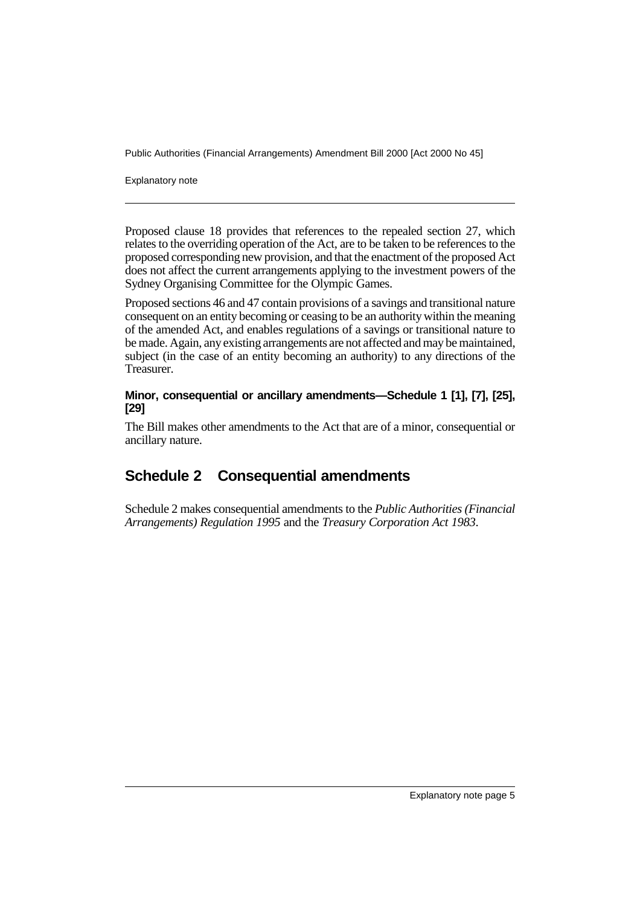Proposed clause 18 provides that references to the repealed section 27, which relates to the overriding operation of the Act, are to be taken to be references to the proposed corresponding new provision, and that the enactment of the proposed Act does not affect the current arrangements applying to the investment powers of the Sydney Organising Committee for the Olympic Games.

Proposed sections 46 and 47 contain provisions of a savings and transitional nature consequent on an entity becoming or ceasing to be an authority within the meaning of the amended Act, and enables regulations of a savings or transitional nature to be made. Again, any existing arrangements are not affected and may be maintained, subject (in the case of an entity becoming an authority) to any directions of the Treasurer.

**Minor, consequential or ancillary amendments—Schedule 1 [1], [7], [25], [29]**

The Bill makes other amendments to the Act that are of a minor, consequential or ancillary nature.

## Schedule 2 Consequential amendments

Schedule 2 makes consequential amendments to the *Public Authorities (Financial Arrangements) Regulation 1995* and the *Treasury Corporation Act 1983*.